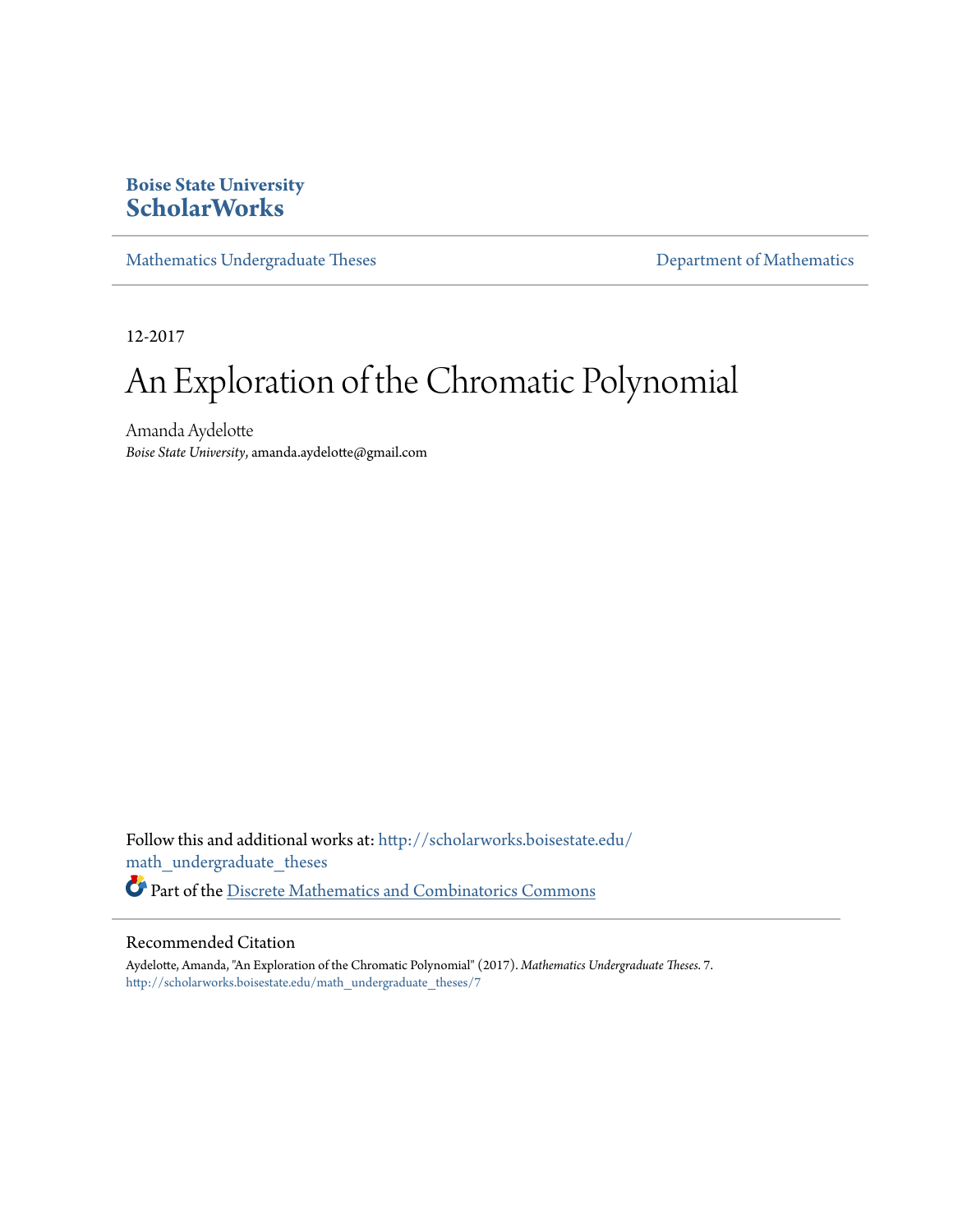Boise State University
**ScholarWorks**

Mathematics Undergraduate Theses

Department of Mathematics

12-2017

# An Exploration of the Chromatic Polynomial

Amanda Aydelotte
*Boise State University*, amanda.aydelotte@gmail.com

Follow this and additional works at: http://scholarworks.boisestate.edu/math_undergraduate_theses

Part of the Discrete Mathematics and Combinatorics Commons

## Recommended Citation

Aydelotte, Amanda, "An Exploration of the Chromatic Polynomial" (2017). *Mathematics Undergraduate Theses*. 7.
http://scholarworks.boisestate.edu/math_undergraduate_theses/7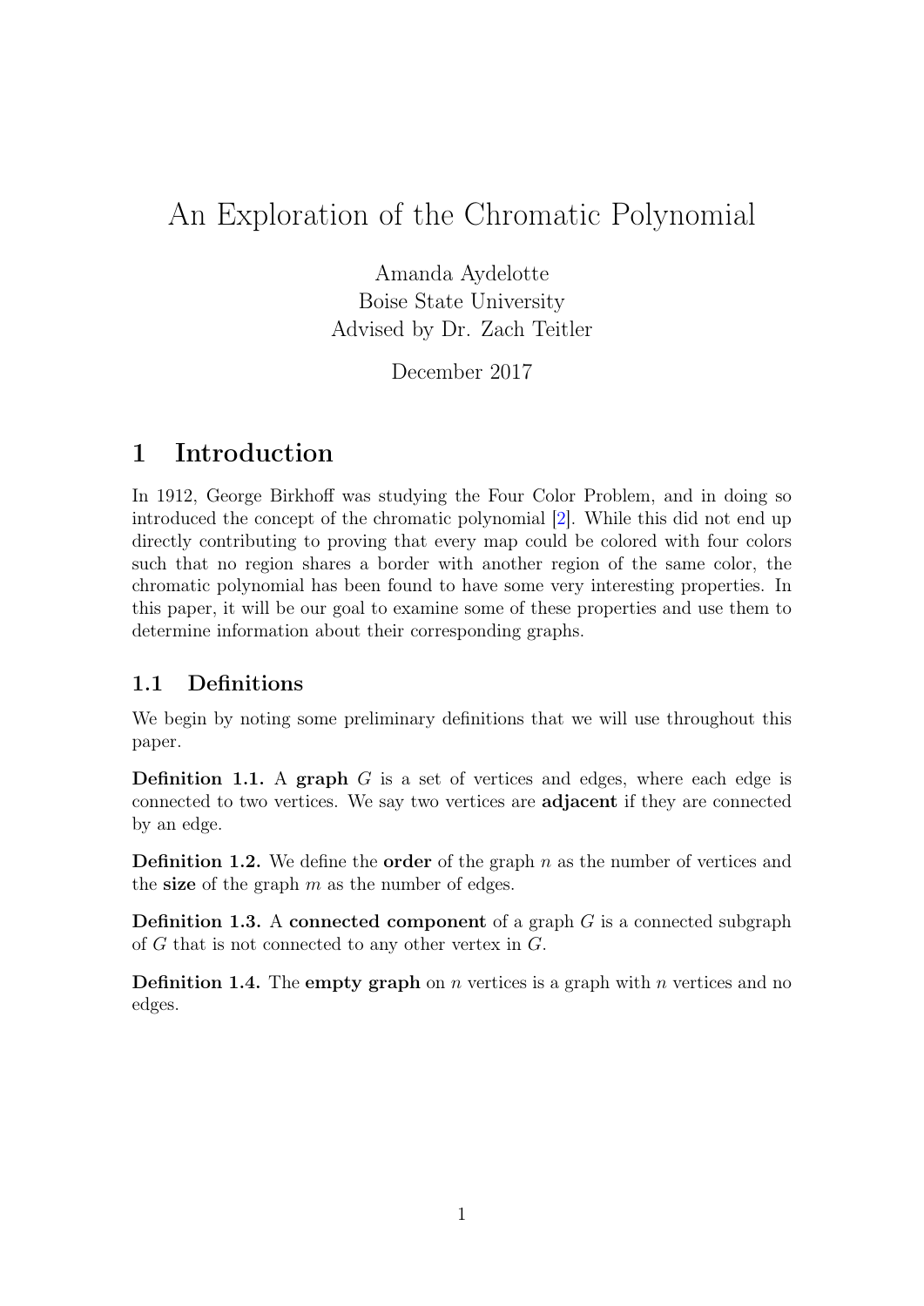# An Exploration of the Chromatic Polynomial

Amanda Aydelotte
Boise State University
Advised by Dr. Zach Teitler

December 2017

## 1 Introduction

In 1912, George Birkhoff was studying the Four Color Problem, and in doing so introduced the concept of the chromatic polynomial [2]. While this did not end up directly contributing to proving that every map could be colored with four colors such that no region shares a border with another region of the same color, the chromatic polynomial has been found to have some very interesting properties. In this paper, it will be our goal to examine some of these properties and use them to determine information about their corresponding graphs.

### 1.1 Definitions

We begin by noting some preliminary definitions that we will use throughout this paper.

**Definition 1.1.** A **graph** $G$ is a set of vertices and edges, where each edge is connected to two vertices. We say two vertices are **adjacent** if they are connected by an edge.

**Definition 1.2.** We define the **order** of the graph $n$ as the number of vertices and the **size** of the graph $m$ as the number of edges.

**Definition 1.3.** A **connected component** of a graph $G$ is a connected subgraph of $G$ that is not connected to any other vertex in $G$.

**Definition 1.4.** The **empty graph** on $n$ vertices is a graph with $n$ vertices and no edges.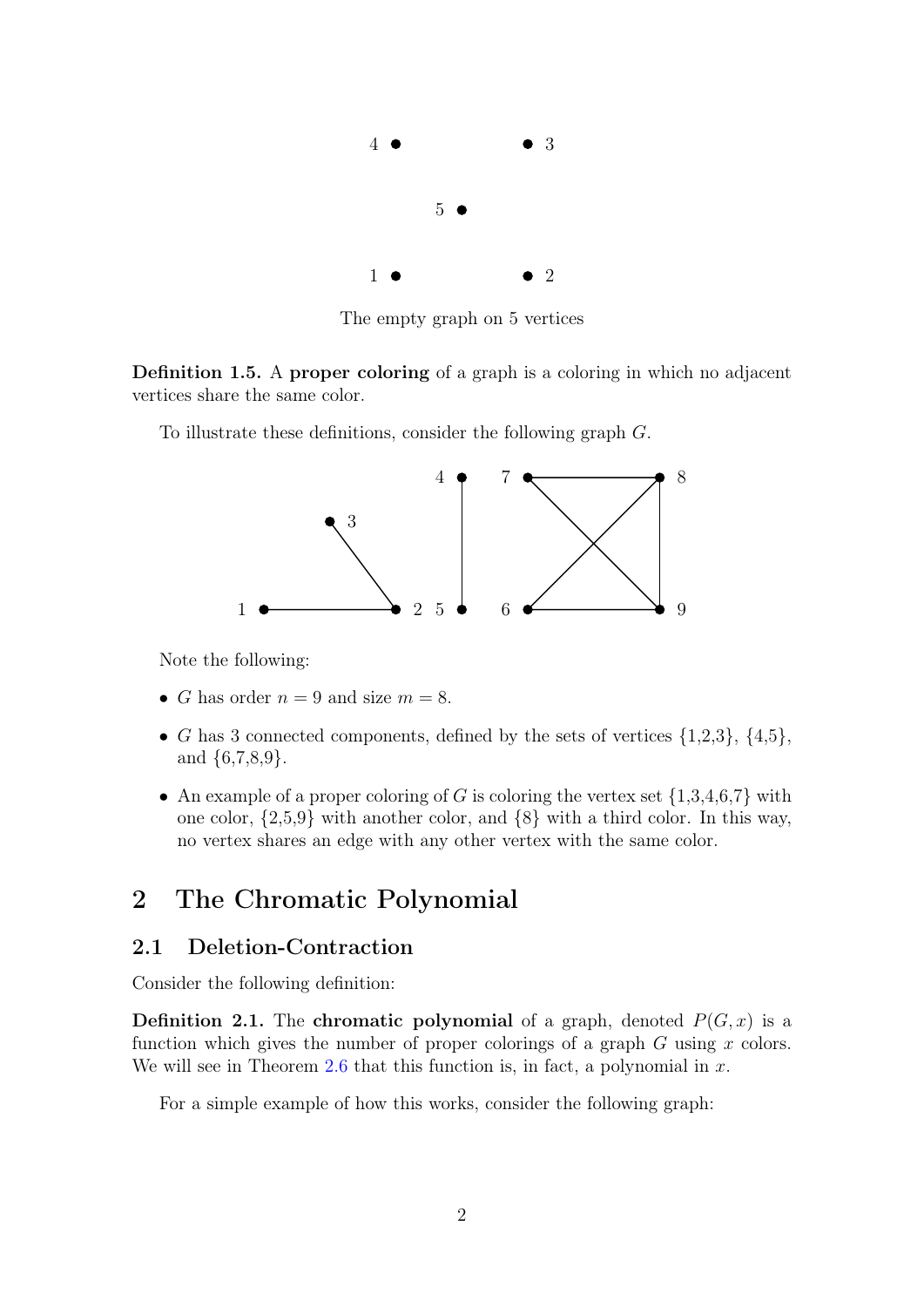The empty graph on 5 vertices

**Definition 1.5.** A **proper coloring** of a graph is a coloring in which no adjacent vertices share the same color.

To illustrate these definitions, consider the following graph $G$.

Note the following:

- $G$ has order $n = 9$ and size $m = 8$.
- $G$ has 3 connected components, defined by the sets of vertices {1,2,3}, {4,5}, and {6,7,8,9}.
- An example of a proper coloring of $G$ is coloring the vertex set {1,3,4,6,7} with one color, {2,5,9} with another color, and {8} with a third color. In this way, no vertex shares an edge with any other vertex with the same color.

# 2 The Chromatic Polynomial

## 2.1 Deletion-Contraction

Consider the following definition:

**Definition 2.1.** The **chromatic polynomial** of a graph, denoted $P(G, x)$ is a function which gives the number of proper colorings of a graph $G$ using $x$ colors. We will see in Theorem 2.6 that this function is, in fact, a polynomial in $x$.

For a simple example of how this works, consider the following graph: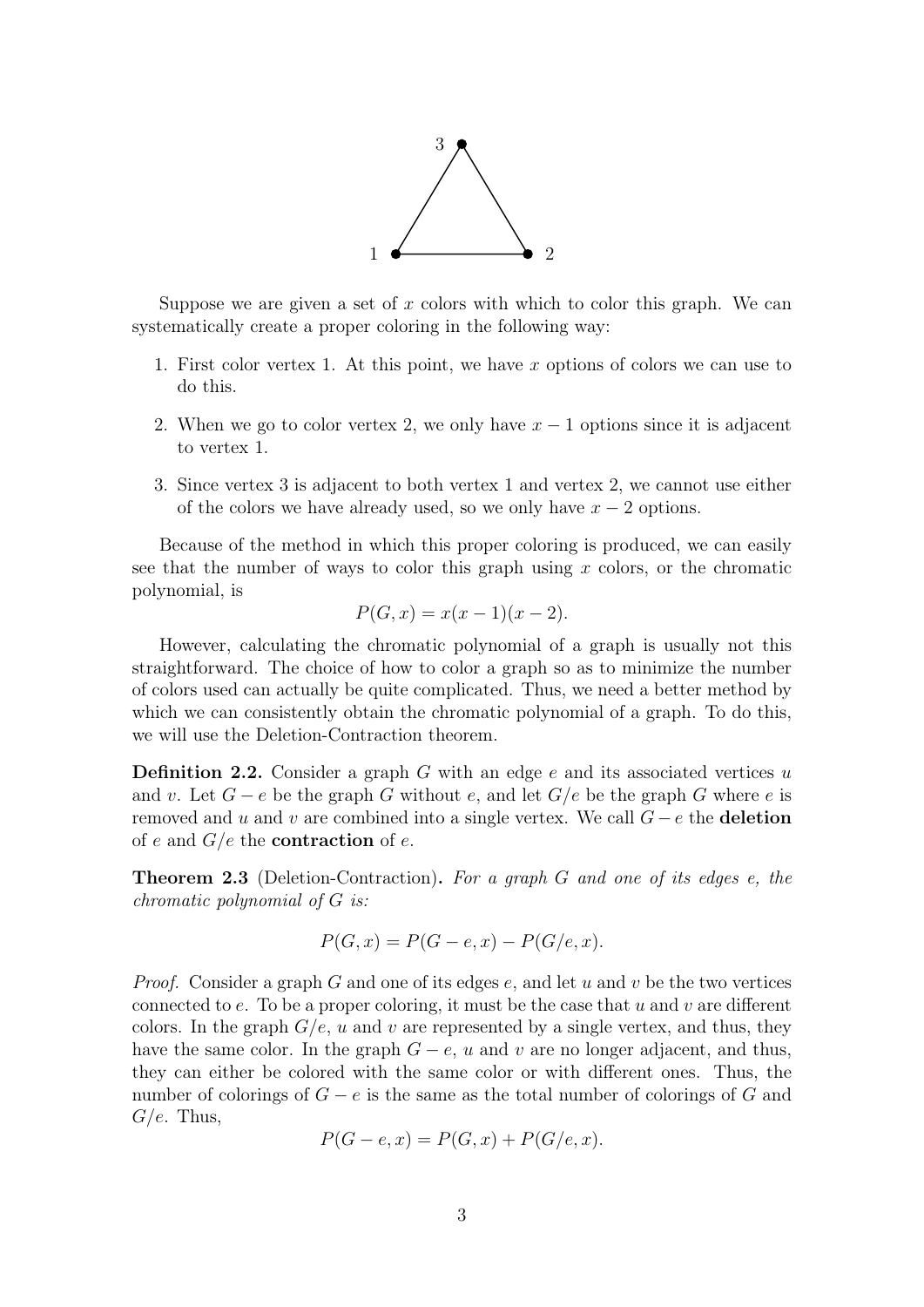Suppose we are given a set of $x$ colors with which to color this graph. We can systematically create a proper coloring in the following way:

1. First color vertex 1. At this point, we have $x$ options of colors we can use to do this.
2. When we go to color vertex 2, we only have $x - 1$ options since it is adjacent to vertex 1.
3. Since vertex 3 is adjacent to both vertex 1 and vertex 2, we cannot use either of the colors we have already used, so we only have $x - 2$ options.

Because of the method in which this proper coloring is produced, we can easily see that the number of ways to color this graph using $x$ colors, or the chromatic polynomial, is

$$P(G, x) = x(x - 1)(x - 2).$$

However, calculating the chromatic polynomial of a graph is usually not this straightforward. The choice of how to color a graph so as to minimize the number of colors used can actually be quite complicated. Thus, we need a better method by which we can consistently obtain the chromatic polynomial of a graph. To do this, we will use the Deletion-Contraction theorem.

**Definition 2.2.** Consider a graph $G$ with an edge $e$ and its associated vertices $u$ and $v$. Let $G - e$ be the graph $G$ without $e$, and let $G/e$ be the graph $G$ where $e$ is removed and $u$ and $v$ are combined into a single vertex. We call $G - e$ the **deletion** of $e$ and $G/e$ the **contraction** of $e$.

**Theorem 2.3** (Deletion-Contraction)**.** *For a graph $G$ and one of its edges $e$, the chromatic polynomial of $G$ is:*

$$P(G, x) = P(G - e, x) - P(G/e, x).$$

*Proof.* Consider a graph $G$ and one of its edges $e$, and let $u$ and $v$ be the two vertices connected to $e$. To be a proper coloring, it must be the case that $u$ and $v$ are different colors. In the graph $G/e$, $u$ and $v$ are represented by a single vertex, and thus, they have the same color. In the graph $G - e$, $u$ and $v$ are no longer adjacent, and thus, they can either be colored with the same color or with different ones. Thus, the number of colorings of $G - e$ is the same as the total number of colorings of $G$ and $G/e$. Thus,

$$P(G - e, x) = P(G, x) + P(G/e, x).$$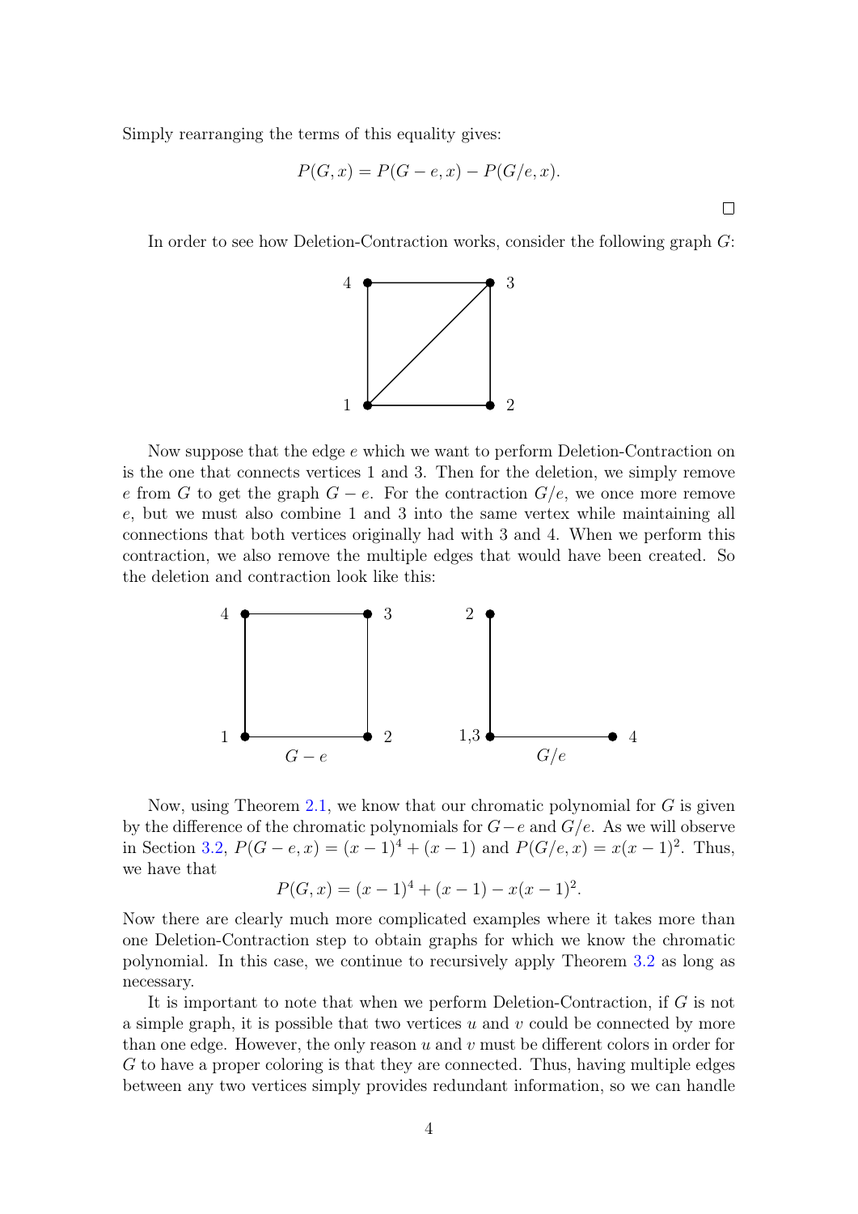Simply rearranging the terms of this equality gives:

$$P(G,x) = P(G-e,x) - P(G/e,x).$$

□

In order to see how Deletion-Contraction works, consider the following graph $G$:

Now suppose that the edge $e$ which we want to perform Deletion-Contraction on is the one that connects vertices 1 and 3. Then for the deletion, we simply remove $e$ from $G$ to get the graph $G-e$. For the contraction $G/e$, we once more remove $e$, but we must also combine 1 and 3 into the same vertex while maintaining all connections that both vertices originally had with 3 and 4. When we perform this contraction, we also remove the multiple edges that would have been created. So the deletion and contraction look like this:

$G-e$ $G/e$

Now, using Theorem 2.1, we know that our chromatic polynomial for $G$ is given by the difference of the chromatic polynomials for $G-e$ and $G/e$. As we will observe in Section 3.2, $P(G-e,x) = (x-1)^4 + (x-1)$ and $P(G/e,x) = x(x-1)^2$. Thus, we have that

$$P(G,x) = (x-1)^4 + (x-1) - x(x-1)^2.$$

Now there are clearly much more complicated examples where it takes more than one Deletion-Contraction step to obtain graphs for which we know the chromatic polynomial. In this case, we continue to recursively apply Theorem 3.2 as long as necessary.

It is important to note that when we perform Deletion-Contraction, if $G$ is not a simple graph, it is possible that two vertices $u$ and $v$ could be connected by more than one edge. However, the only reason $u$ and $v$ must be different colors in order for $G$ to have a proper coloring is that they are connected. Thus, having multiple edges between any two vertices simply provides redundant information, so we can handle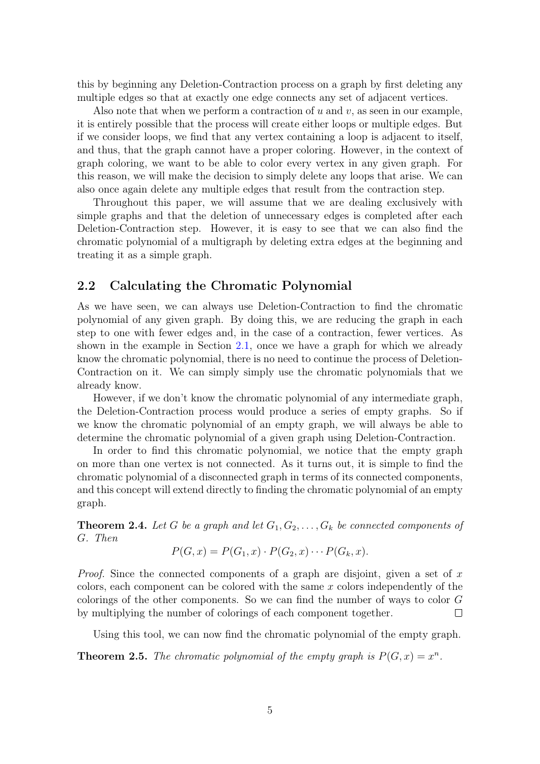this by beginning any Deletion-Contraction process on a graph by first deleting any multiple edges so that at exactly one edge connects any set of adjacent vertices.

Also note that when we perform a contraction of $u$ and $v$, as seen in our example, it is entirely possible that the process will create either loops or multiple edges. But if we consider loops, we find that any vertex containing a loop is adjacent to itself, and thus, that the graph cannot have a proper coloring. However, in the context of graph coloring, we want to be able to color every vertex in any given graph. For this reason, we will make the decision to simply delete any loops that arise. We can also once again delete any multiple edges that result from the contraction step.

Throughout this paper, we will assume that we are dealing exclusively with simple graphs and that the deletion of unnecessary edges is completed after each Deletion-Contraction step. However, it is easy to see that we can also find the chromatic polynomial of a multigraph by deleting extra edges at the beginning and treating it as a simple graph.

## 2.2 Calculating the Chromatic Polynomial

As we have seen, we can always use Deletion-Contraction to find the chromatic polynomial of any given graph. By doing this, we are reducing the graph in each step to one with fewer edges and, in the case of a contraction, fewer vertices. As shown in the example in Section 2.1, once we have a graph for which we already know the chromatic polynomial, there is no need to continue the process of Deletion-Contraction on it. We can simply simply use the chromatic polynomials that we already know.

However, if we don't know the chromatic polynomial of any intermediate graph, the Deletion-Contraction process would produce a series of empty graphs. So if we know the chromatic polynomial of an empty graph, we will always be able to determine the chromatic polynomial of a given graph using Deletion-Contraction.

In order to find this chromatic polynomial, we notice that the empty graph on more than one vertex is not connected. As it turns out, it is simple to find the chromatic polynomial of a disconnected graph in terms of its connected components, and this concept will extend directly to finding the chromatic polynomial of an empty graph.

**Theorem 2.4.** *Let $G$ be a graph and let $G_1, G_2, \ldots, G_k$ be connected components of $G$. Then*

$$P(G, x) = P(G_1, x) \cdot P(G_2, x) \cdots P(G_k, x).$$

*Proof.* Since the connected components of a graph are disjoint, given a set of $x$ colors, each component can be colored with the same $x$ colors independently of the colorings of the other components. So we can find the number of ways to color $G$ by multiplying the number of colorings of each component together. $\square$

Using this tool, we can now find the chromatic polynomial of the empty graph.

**Theorem 2.5.** *The chromatic polynomial of the empty graph is $P(G, x) = x^n$.*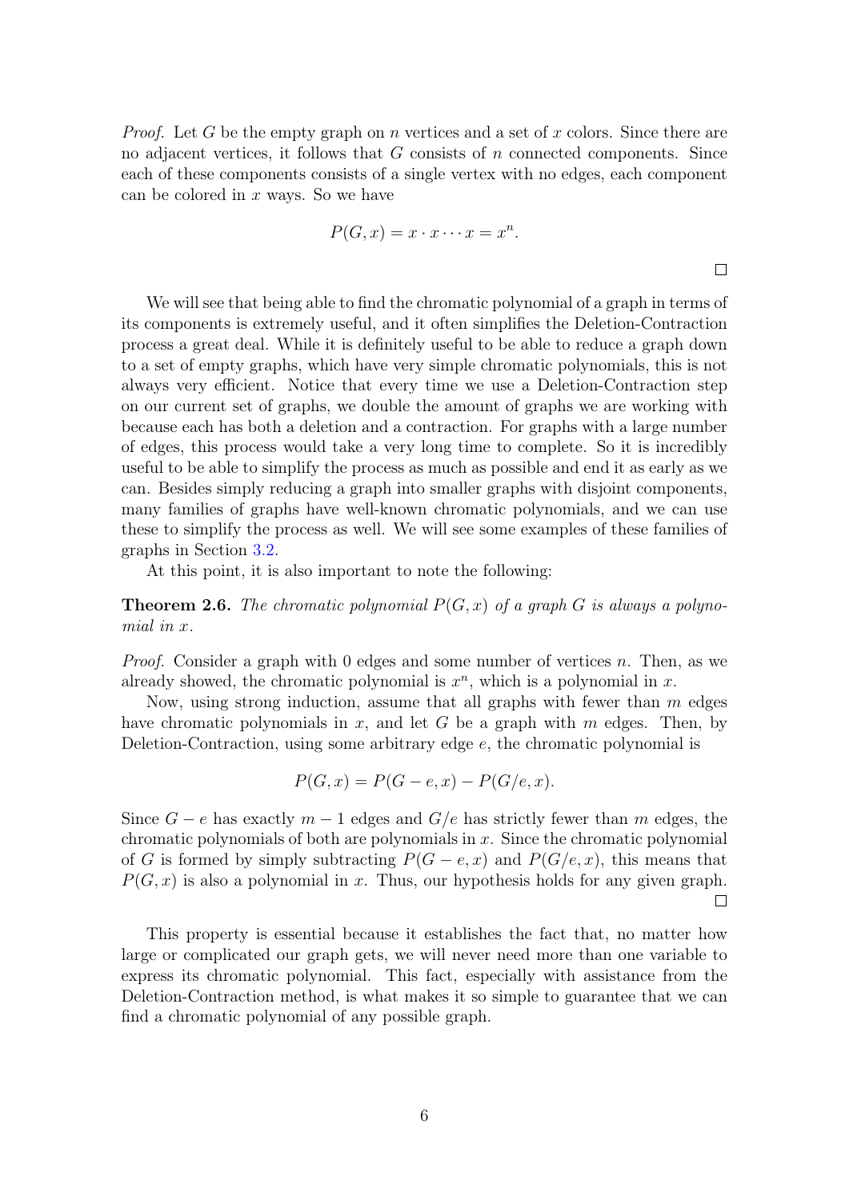*Proof.* Let $G$ be the empty graph on $n$ vertices and a set of $x$ colors. Since there are no adjacent vertices, it follows that $G$ consists of $n$ connected components. Since each of these components consists of a single vertex with no edges, each component can be colored in $x$ ways. So we have

$$P(G, x) = x \cdot x \cdots x = x^n.$$

□

We will see that being able to find the chromatic polynomial of a graph in terms of its components is extremely useful, and it often simplifies the Deletion-Contraction process a great deal. While it is definitely useful to be able to reduce a graph down to a set of empty graphs, which have very simple chromatic polynomials, this is not always very efficient. Notice that every time we use a Deletion-Contraction step on our current set of graphs, we double the amount of graphs we are working with because each has both a deletion and a contraction. For graphs with a large number of edges, this process would take a very long time to complete. So it is incredibly useful to be able to simplify the process as much as possible and end it as early as we can. Besides simply reducing a graph into smaller graphs with disjoint components, many families of graphs have well-known chromatic polynomials, and we can use these to simplify the process as well. We will see some examples of these families of graphs in Section 3.2.

At this point, it is also important to note the following:

**Theorem 2.6.** *The chromatic polynomial $P(G, x)$ of a graph $G$ is always a polynomial in $x$.*

*Proof.* Consider a graph with 0 edges and some number of vertices $n$. Then, as we already showed, the chromatic polynomial is $x^n$, which is a polynomial in $x$.

Now, using strong induction, assume that all graphs with fewer than $m$ edges have chromatic polynomials in $x$, and let $G$ be a graph with $m$ edges. Then, by Deletion-Contraction, using some arbitrary edge $e$, the chromatic polynomial is

$$P(G, x) = P(G - e, x) - P(G/e, x).$$

Since $G - e$ has exactly $m - 1$ edges and $G/e$ has strictly fewer than $m$ edges, the chromatic polynomials of both are polynomials in $x$. Since the chromatic polynomial of $G$ is formed by simply subtracting $P(G - e, x)$ and $P(G/e, x)$, this means that $P(G, x)$ is also a polynomial in $x$. Thus, our hypothesis holds for any given graph. □

This property is essential because it establishes the fact that, no matter how large or complicated our graph gets, we will never need more than one variable to express its chromatic polynomial. This fact, especially with assistance from the Deletion-Contraction method, is what makes it so simple to guarantee that we can find a chromatic polynomial of any possible graph.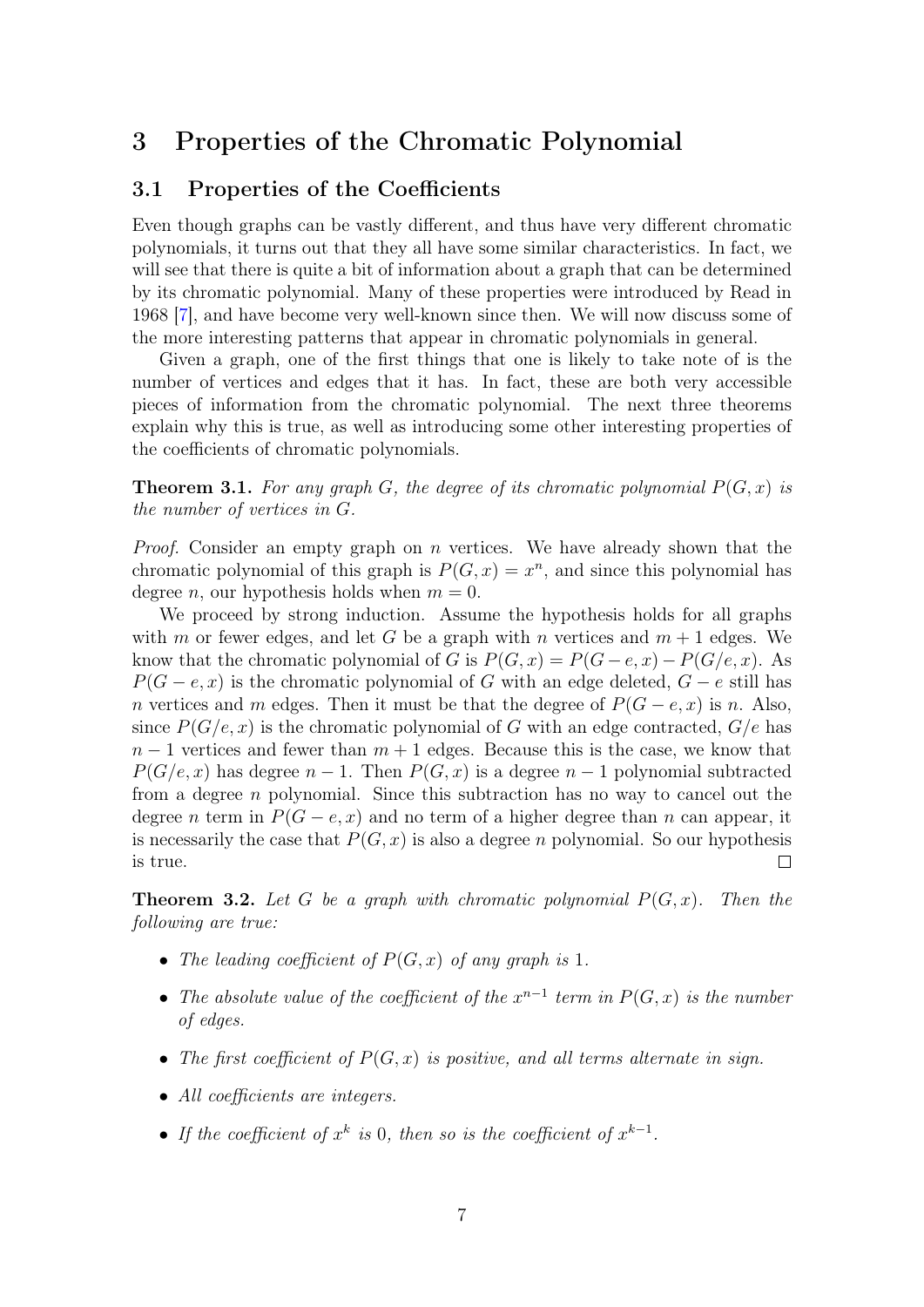# 3 Properties of the Chromatic Polynomial

## 3.1 Properties of the Coefficients

Even though graphs can be vastly different, and thus have very different chromatic polynomials, it turns out that they all have some similar characteristics. In fact, we will see that there is quite a bit of information about a graph that can be determined by its chromatic polynomial. Many of these properties were introduced by Read in 1968 [7], and have become very well-known since then. We will now discuss some of the more interesting patterns that appear in chromatic polynomials in general.

Given a graph, one of the first things that one is likely to take note of is the number of vertices and edges that it has. In fact, these are both very accessible pieces of information from the chromatic polynomial. The next three theorems explain why this is true, as well as introducing some other interesting properties of the coefficients of chromatic polynomials.

**Theorem 3.1.** *For any graph $G$, the degree of its chromatic polynomial $P(G, x)$ is the number of vertices in $G$.*

*Proof.* Consider an empty graph on $n$ vertices. We have already shown that the chromatic polynomial of this graph is $P(G, x) = x^n$, and since this polynomial has degree $n$, our hypothesis holds when $m = 0$.

We proceed by strong induction. Assume the hypothesis holds for all graphs with $m$ or fewer edges, and let $G$ be a graph with $n$ vertices and $m + 1$ edges. We know that the chromatic polynomial of $G$ is $P(G, x) = P(G - e, x) - P(G/e, x)$. As $P(G - e, x)$ is the chromatic polynomial of $G$ with an edge deleted, $G - e$ still has $n$ vertices and $m$ edges. Then it must be that the degree of $P(G - e, x)$ is $n$. Also, since $P(G/e, x)$ is the chromatic polynomial of $G$ with an edge contracted, $G/e$ has $n - 1$ vertices and fewer than $m + 1$ edges. Because this is the case, we know that $P(G/e, x)$ has degree $n - 1$. Then $P(G, x)$ is a degree $n - 1$ polynomial subtracted from a degree $n$ polynomial. Since this subtraction has no way to cancel out the degree $n$ term in $P(G - e, x)$ and no term of a higher degree than $n$ can appear, it is necessarily the case that $P(G, x)$ is also a degree $n$ polynomial. So our hypothesis is true. □

**Theorem 3.2.** *Let $G$ be a graph with chromatic polynomial $P(G, x)$. Then the following are true:*

- *The leading coefficient of $P(G, x)$ of any graph is 1.*
- *The absolute value of the coefficient of the $x^{n-1}$ term in $P(G, x)$ is the number of edges.*
- *The first coefficient of $P(G, x)$ is positive, and all terms alternate in sign.*
- *All coefficients are integers.*
- *If the coefficient of $x^k$ is 0, then so is the coefficient of $x^{k-1}$.*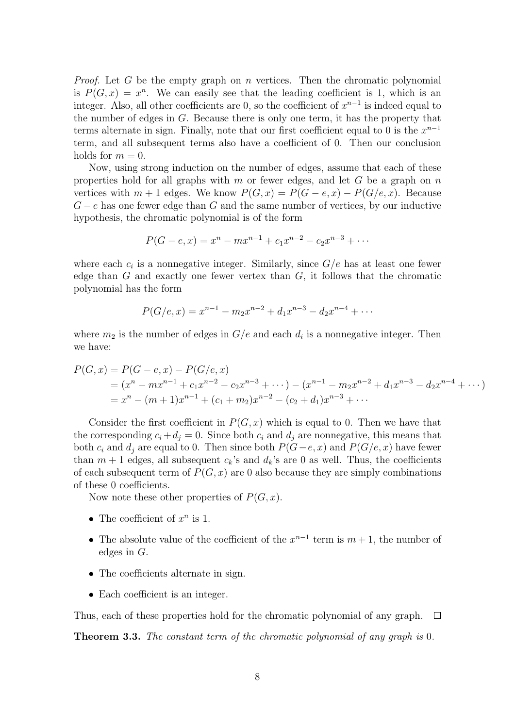*Proof.* Let $G$ be the empty graph on $n$ vertices. Then the chromatic polynomial is $P(G, x) = x^n$. We can easily see that the leading coefficient is 1, which is an integer. Also, all other coefficients are 0, so the coefficient of $x^{n-1}$ is indeed equal to the number of edges in $G$. Because there is only one term, it has the property that terms alternate in sign. Finally, note that our first coefficient equal to 0 is the $x^{n-1}$ term, and all subsequent terms also have a coefficient of 0. Then our conclusion holds for $m = 0$.

Now, using strong induction on the number of edges, assume that each of these properties hold for all graphs with $m$ or fewer edges, and let $G$ be a graph on $n$ vertices with $m + 1$ edges. We know $P(G, x) = P(G - e, x) - P(G/e, x)$. Because $G - e$ has one fewer edge than $G$ and the same number of vertices, by our inductive hypothesis, the chromatic polynomial is of the form

$$P(G - e, x) = x^n - mx^{n-1} + c_1x^{n-2} - c_2x^{n-3} + \cdots$$

where each $c_i$ is a nonnegative integer. Similarly, since $G/e$ has at least one fewer edge than $G$ and exactly one fewer vertex than $G$, it follows that the chromatic polynomial has the form

$$P(G/e, x) = x^{n-1} - m_2x^{n-2} + d_1x^{n-3} - d_2x^{n-4} + \cdots$$

where $m_2$ is the number of edges in $G/e$ and each $d_i$ is a nonnegative integer. Then we have:

$$\begin{aligned}
P(G, x) &= P(G - e, x) - P(G/e, x) \\
&= (x^n - mx^{n-1} + c_1x^{n-2} - c_2x^{n-3} + \cdots) - (x^{n-1} - m_2x^{n-2} + d_1x^{n-3} - d_2x^{n-4} + \cdots) \\
&= x^n - (m + 1)x^{n-1} + (c_1 + m_2)x^{n-2} - (c_2 + d_1)x^{n-3} + \cdots
\end{aligned}$$

Consider the first coefficient in $P(G, x)$ which is equal to 0. Then we have that the corresponding $c_i + d_j = 0$. Since both $c_i$ and $d_j$ are nonnegative, this means that both $c_i$ and $d_j$ are equal to 0. Then since both $P(G-e, x)$ and $P(G/e, x)$ have fewer than $m + 1$ edges, all subsequent $c_k$'s and $d_k$'s are 0 as well. Thus, the coefficients of each subsequent term of $P(G, x)$ are 0 also because they are simply combinations of these 0 coefficients.

Now note these other properties of $P(G, x)$.

- The coefficient of $x^n$ is 1.
- The absolute value of the coefficient of the $x^{n-1}$ term is $m + 1$, the number of edges in $G$.
- The coefficients alternate in sign.
- Each coefficient is an integer.

Thus, each of these properties hold for the chromatic polynomial of any graph. $\square$

**Theorem 3.3.** *The constant term of the chromatic polynomial of any graph is* 0.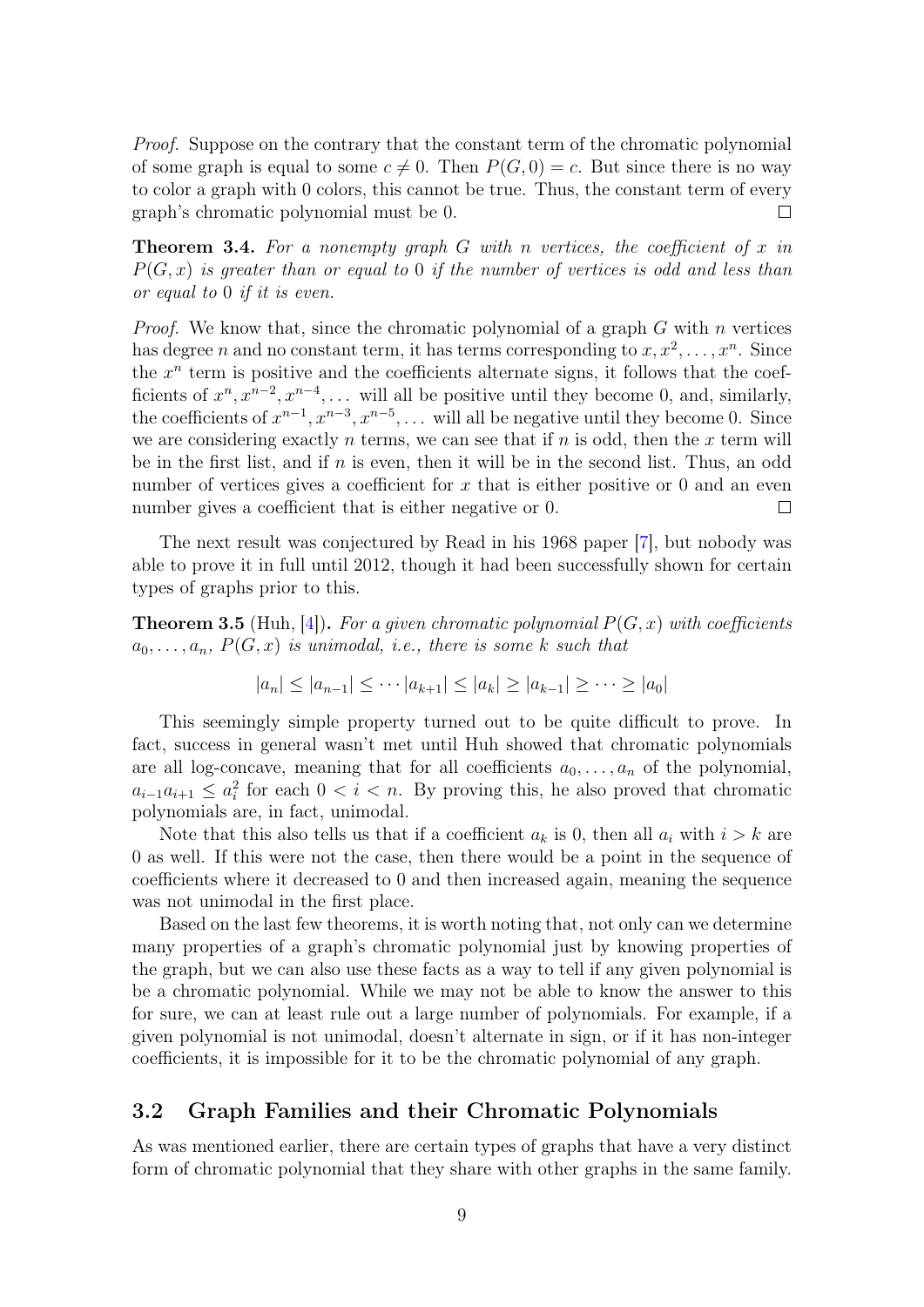*Proof.* Suppose on the contrary that the constant term of the chromatic polynomial of some graph is equal to some $c \neq 0$. Then $P(G, 0) = c$. But since there is no way to color a graph with 0 colors, this cannot be true. Thus, the constant term of every graph's chromatic polynomial must be 0. □

**Theorem 3.4.** *For a nonempty graph $G$ with $n$ vertices, the coefficient of $x$ in $P(G, x)$ is greater than or equal to 0 if the number of vertices is odd and less than or equal to 0 if it is even.*

*Proof.* We know that, since the chromatic polynomial of a graph $G$ with $n$ vertices has degree $n$ and no constant term, it has terms corresponding to $x, x^2, \ldots, x^n$. Since the $x^n$ term is positive and the coefficients alternate signs, it follows that the coefficients of $x^n, x^{n-2}, x^{n-4}, \ldots$ will all be positive until they become 0, and, similarly, the coefficients of $x^{n-1}, x^{n-3}, x^{n-5}, \ldots$ will all be negative until they become 0. Since we are considering exactly $n$ terms, we can see that if $n$ is odd, then the $x$ term will be in the first list, and if $n$ is even, then it will be in the second list. Thus, an odd number of vertices gives a coefficient for $x$ that is either positive or 0 and an even number gives a coefficient that is either negative or 0. □

The next result was conjectured by Read in his 1968 paper [7], but nobody was able to prove it in full until 2012, though it had been successfully shown for certain types of graphs prior to this.

**Theorem 3.5** (Huh, [4])**.** *For a given chromatic polynomial $P(G, x)$ with coefficients $a_0, \ldots, a_n$, $P(G, x)$ is unimodal, i.e., there is some $k$ such that*

$$|a_n| \leq |a_{n-1}| \leq \cdots |a_{k+1}| \leq |a_k| \geq |a_{k-1}| \geq \cdots \geq |a_0|$$

This seemingly simple property turned out to be quite difficult to prove. In fact, success in general wasn't met until Huh showed that chromatic polynomials are all log-concave, meaning that for all coefficients $a_0, \ldots, a_n$ of the polynomial, $a_{i-1}a_{i+1} \leq a_i^2$ for each $0 < i < n$. By proving this, he also proved that chromatic polynomials are, in fact, unimodal.

Note that this also tells us that if a coefficient $a_k$ is 0, then all $a_i$ with $i > k$ are 0 as well. If this were not the case, then there would be a point in the sequence of coefficients where it decreased to 0 and then increased again, meaning the sequence was not unimodal in the first place.

Based on the last few theorems, it is worth noting that, not only can we determine many properties of a graph's chromatic polynomial just by knowing properties of the graph, but we can also use these facts as a way to tell if any given polynomial is be a chromatic polynomial. While we may not be able to know the answer to this for sure, we can at least rule out a large number of polynomials. For example, if a given polynomial is not unimodal, doesn't alternate in sign, or if it has non-integer coefficients, it is impossible for it to be the chromatic polynomial of any graph.

## 3.2 Graph Families and their Chromatic Polynomials

As was mentioned earlier, there are certain types of graphs that have a very distinct form of chromatic polynomial that they share with other graphs in the same family.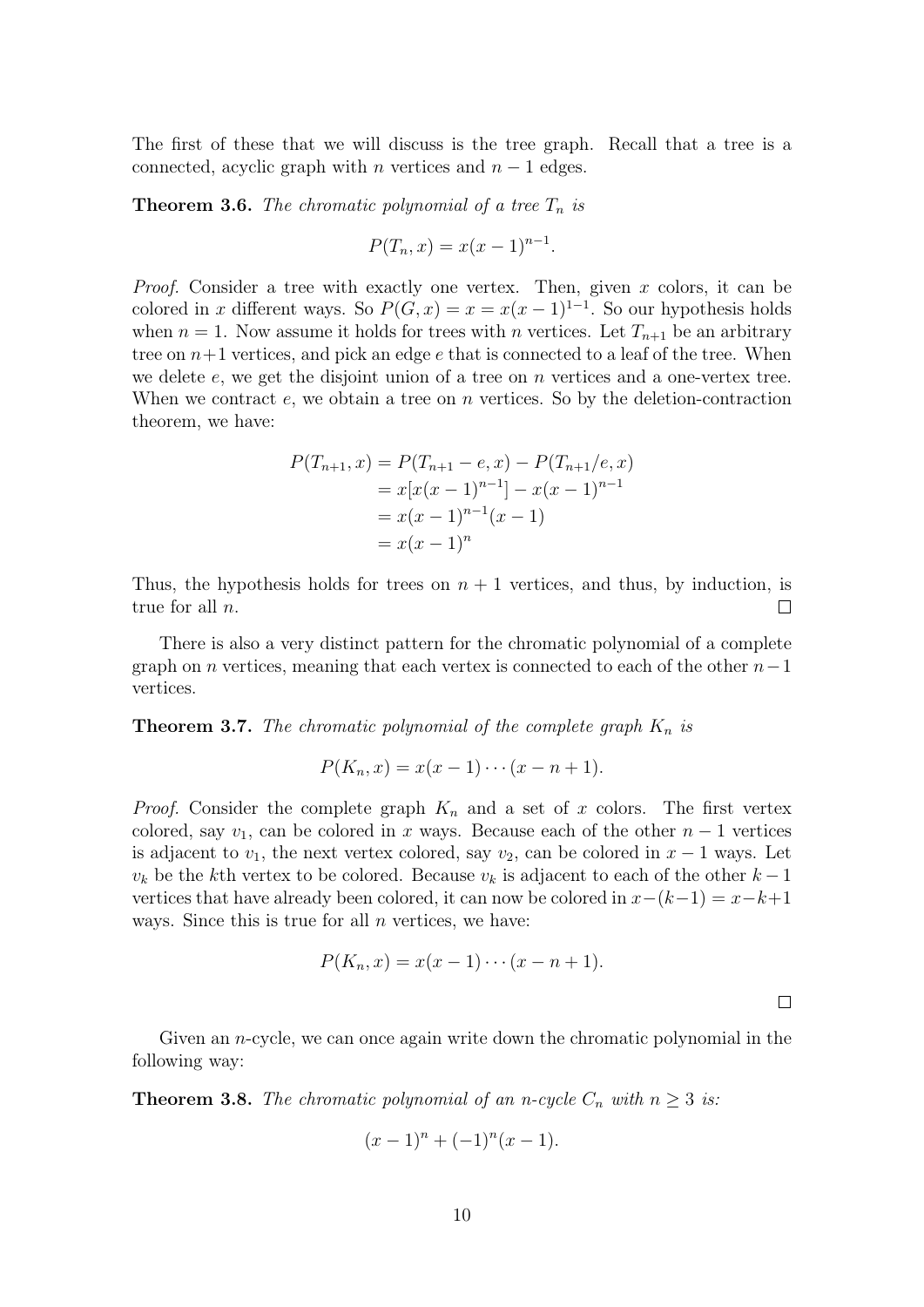The first of these that we will discuss is the tree graph. Recall that a tree is a connected, acyclic graph with $n$ vertices and $n-1$ edges.

**Theorem 3.6.** *The chromatic polynomial of a tree $T_n$ is*

$$P(T_n, x) = x(x-1)^{n-1}.$$

*Proof.* Consider a tree with exactly one vertex. Then, given $x$ colors, it can be colored in $x$ different ways. So $P(G, x) = x = x(x-1)^{1-1}$. So our hypothesis holds when $n = 1$. Now assume it holds for trees with $n$ vertices. Let $T_{n+1}$ be an arbitrary tree on $n+1$ vertices, and pick an edge $e$ that is connected to a leaf of the tree. When we delete $e$, we get the disjoint union of a tree on $n$ vertices and a one-vertex tree. When we contract $e$, we obtain a tree on $n$ vertices. So by the deletion-contraction theorem, we have:

$$\begin{aligned}
P(T_{n+1}, x) &= P(T_{n+1} - e, x) - P(T_{n+1}/e, x) \\
&= x[x(x-1)^{n-1}] - x(x-1)^{n-1} \\
&= x(x-1)^{n-1}(x-1) \\
&= x(x-1)^n
\end{aligned}$$

Thus, the hypothesis holds for trees on $n+1$ vertices, and thus, by induction, is true for all $n$. □

There is also a very distinct pattern for the chromatic polynomial of a complete graph on $n$ vertices, meaning that each vertex is connected to each of the other $n-1$ vertices.

**Theorem 3.7.** *The chromatic polynomial of the complete graph $K_n$ is*

$$P(K_n, x) = x(x-1)\cdots(x-n+1).$$

*Proof.* Consider the complete graph $K_n$ and a set of $x$ colors. The first vertex colored, say $v_1$, can be colored in $x$ ways. Because each of the other $n-1$ vertices is adjacent to $v_1$, the next vertex colored, say $v_2$, can be colored in $x-1$ ways. Let $v_k$ be the $k$th vertex to be colored. Because $v_k$ is adjacent to each of the other $k-1$ vertices that have already been colored, it can now be colored in $x-(k-1) = x-k+1$ ways. Since this is true for all $n$ vertices, we have:

$$P(K_n, x) = x(x-1)\cdots(x-n+1).$$

□

Given an $n$-cycle, we can once again write down the chromatic polynomial in the following way:

**Theorem 3.8.** *The chromatic polynomial of an $n$-cycle $C_n$ with $n \geq 3$ is:*

$$(x-1)^n + (-1)^n(x-1).$$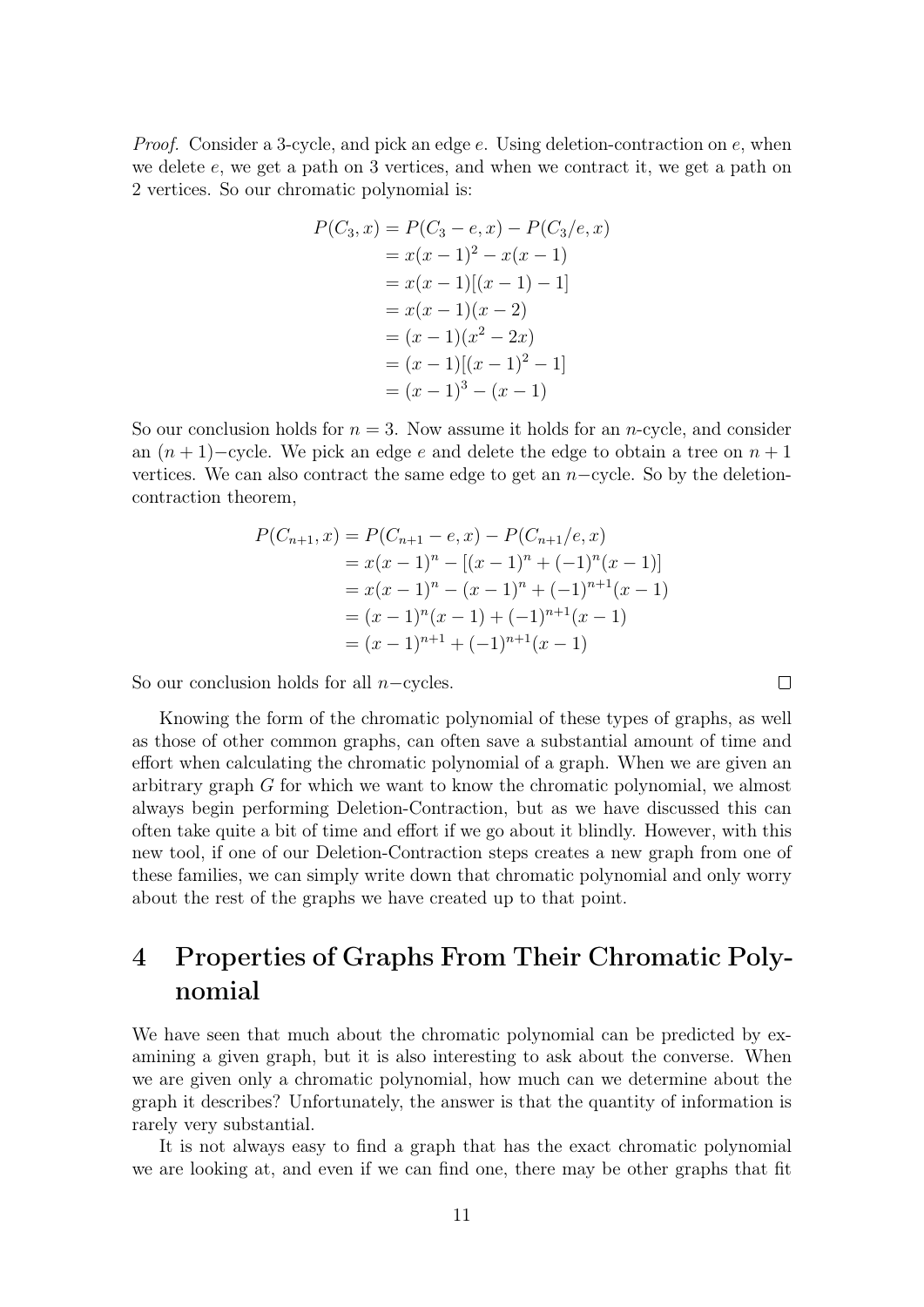*Proof.* Consider a 3-cycle, and pick an edge $e$. Using deletion-contraction on $e$, when we delete $e$, we get a path on 3 vertices, and when we contract it, we get a path on 2 vertices. So our chromatic polynomial is:

$$
\begin{aligned}
P(C_3, x) &= P(C_3 - e, x) - P(C_3/e, x) \\
&= x(x-1)^2 - x(x-1) \\
&= x(x-1)[(x-1) - 1] \\
&= x(x-1)(x-2) \\
&= (x-1)(x^2 - 2x) \\
&= (x-1)[(x-1)^2 - 1] \\
&= (x-1)^3 - (x-1)
\end{aligned}
$$

So our conclusion holds for $n = 3$. Now assume it holds for an $n$-cycle, and consider an $(n+1)-$cycle. We pick an edge $e$ and delete the edge to obtain a tree on $n+1$ vertices. We can also contract the same edge to get an $n-$cycle. So by the deletion-contraction theorem,

$$
\begin{aligned}
P(C_{n+1}, x) &= P(C_{n+1} - e, x) - P(C_{n+1}/e, x) \\
&= x(x-1)^n - [(x-1)^n + (-1)^n(x-1)] \\
&= x(x-1)^n - (x-1)^n + (-1)^{n+1}(x-1) \\
&= (x-1)^n(x-1) + (-1)^{n+1}(x-1) \\
&= (x-1)^{n+1} + (-1)^{n+1}(x-1)
\end{aligned}
$$

So our conclusion holds for all $n-$cycles. □

Knowing the form of the chromatic polynomial of these types of graphs, as well as those of other common graphs, can often save a substantial amount of time and effort when calculating the chromatic polynomial of a graph. When we are given an arbitrary graph $G$ for which we want to know the chromatic polynomial, we almost always begin performing Deletion-Contraction, but as we have discussed this can often take quite a bit of time and effort if we go about it blindly. However, with this new tool, if one of our Deletion-Contraction steps creates a new graph from one of these families, we can simply write down that chromatic polynomial and only worry about the rest of the graphs we have created up to that point.

# 4 Properties of Graphs From Their Chromatic Polynomial

We have seen that much about the chromatic polynomial can be predicted by examining a given graph, but it is also interesting to ask about the converse. When we are given only a chromatic polynomial, how much can we determine about the graph it describes? Unfortunately, the answer is that the quantity of information is rarely very substantial.

It is not always easy to find a graph that has the exact chromatic polynomial we are looking at, and even if we can find one, there may be other graphs that fit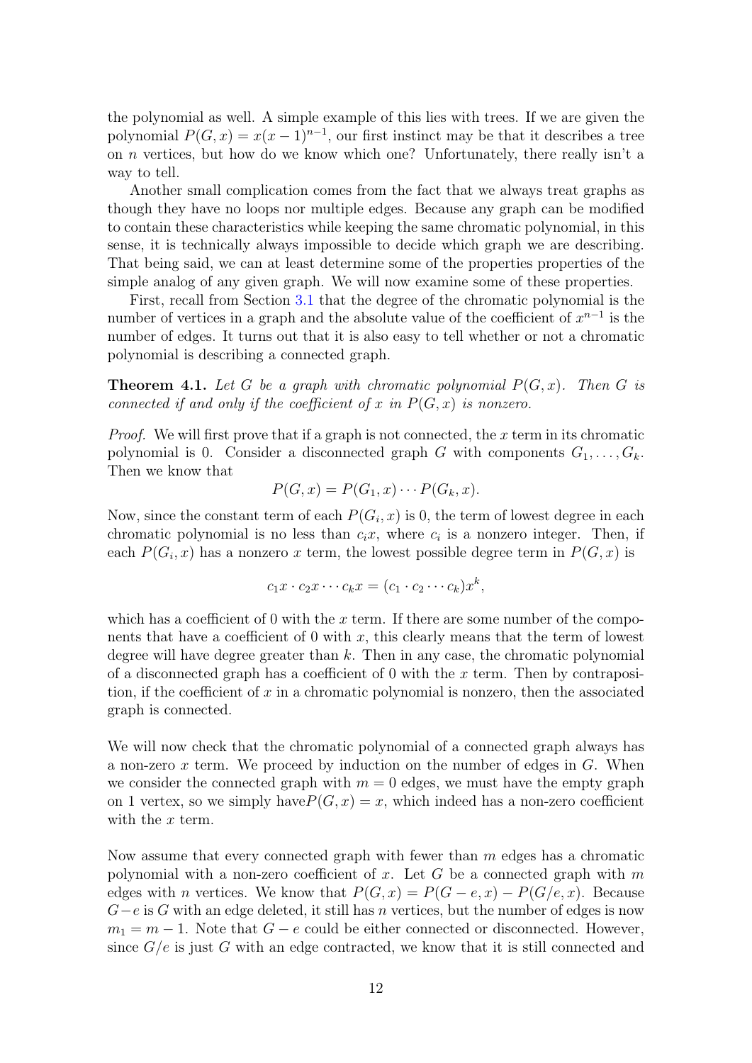the polynomial as well. A simple example of this lies with trees. If we are given the polynomial $P(G, x) = x(x-1)^{n-1}$, our first instinct may be that it describes a tree on $n$ vertices, but how do we know which one? Unfortunately, there really isn't a way to tell.

Another small complication comes from the fact that we always treat graphs as though they have no loops nor multiple edges. Because any graph can be modified to contain these characteristics while keeping the same chromatic polynomial, in this sense, it is technically always impossible to decide which graph we are describing. That being said, we can at least determine some of the properties properties of the simple analog of any given graph. We will now examine some of these properties.

First, recall from Section 3.1 that the degree of the chromatic polynomial is the number of vertices in a graph and the absolute value of the coefficient of $x^{n-1}$ is the number of edges. It turns out that it is also easy to tell whether or not a chromatic polynomial is describing a connected graph.

**Theorem 4.1.** *Let $G$ be a graph with chromatic polynomial $P(G, x)$. Then $G$ is connected if and only if the coefficient of $x$ in $P(G, x)$ is nonzero.*

*Proof.* We will first prove that if a graph is not connected, the $x$ term in its chromatic polynomial is 0. Consider a disconnected graph $G$ with components $G_1, \dots, G_k$. Then we know that

$$P(G, x) = P(G_1, x) \cdots P(G_k, x).$$

Now, since the constant term of each $P(G_i, x)$ is 0, the term of lowest degree in each chromatic polynomial is no less than $c_i x$, where $c_i$ is a nonzero integer. Then, if each $P(G_i, x)$ has a nonzero $x$ term, the lowest possible degree term in $P(G, x)$ is

$$c_1 x \cdot c_2 x \cdots c_k x = (c_1 \cdot c_2 \cdots c_k) x^k,$$

which has a coefficient of 0 with the $x$ term. If there are some number of the components that have a coefficient of 0 with $x$, this clearly means that the term of lowest degree will have degree greater than $k$. Then in any case, the chromatic polynomial of a disconnected graph has a coefficient of 0 with the $x$ term. Then by contraposition, if the coefficient of $x$ in a chromatic polynomial is nonzero, then the associated graph is connected.

We will now check that the chromatic polynomial of a connected graph always has a non-zero $x$ term. We proceed by induction on the number of edges in $G$. When we consider the connected graph with $m = 0$ edges, we must have the empty graph on 1 vertex, so we simply have$P(G, x) = x$, which indeed has a non-zero coefficient with the $x$ term.

Now assume that every connected graph with fewer than $m$ edges has a chromatic polynomial with a non-zero coefficient of $x$. Let $G$ be a connected graph with $m$ edges with $n$ vertices. We know that $P(G, x) = P(G - e, x) - P(G/e, x)$. Because $G - e$ is $G$ with an edge deleted, it still has $n$ vertices, but the number of edges is now $m_1 = m - 1$. Note that $G - e$ could be either connected or disconnected. However, since $G/e$ is just $G$ with an edge contracted, we know that it is still connected and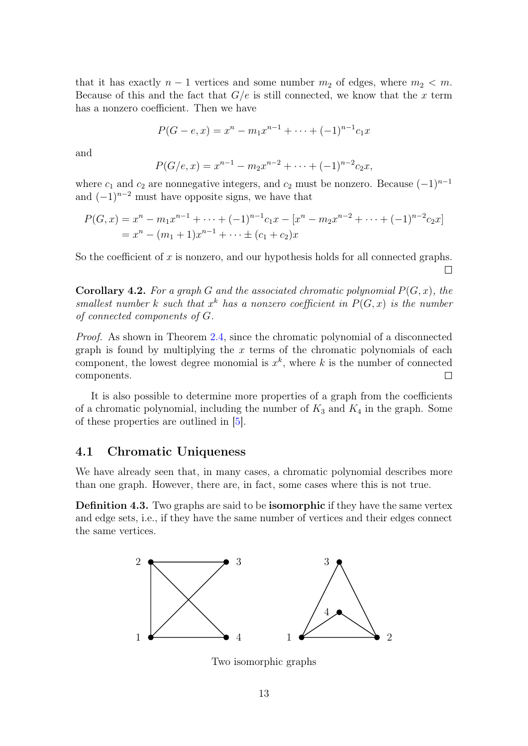that it has exactly $n-1$ vertices and some number $m_2$ of edges, where $m_2 < m$. Because of this and the fact that $G/e$ is still connected, we know that the $x$ term has a nonzero coefficient. Then we have

$$P(G-e,x) = x^n - m_1x^{n-1} + \cdots + (-1)^{n-1}c_1x$$

and

$$P(G/e,x) = x^{n-1} - m_2x^{n-2} + \cdots + (-1)^{n-2}c_2x,$$

where $c_1$ and $c_2$ are nonnegative integers, and $c_2$ must be nonzero. Because $(-1)^{n-1}$ and $(-1)^{n-2}$ must have opposite signs, we have that

$$\begin{aligned}P(G,x) &= x^n - m_1x^{n-1} + \cdots + (-1)^{n-1}c_1x - [x^n - m_2x^{n-2} + \cdots + (-1)^{n-2}c_2x] \\ &= x^n - (m_1+1)x^{n-1} + \cdots \pm (c_1+c_2)x\end{aligned}$$

So the coefficient of $x$ is nonzero, and our hypothesis holds for all connected graphs. □

**Corollary 4.2.** *For a graph $G$ and the associated chromatic polynomial $P(G,x)$, the smallest number $k$ such that $x^k$ has a nonzero coefficient in $P(G,x)$ is the number of connected components of $G$.*

*Proof.* As shown in Theorem 2.4, since the chromatic polynomial of a disconnected graph is found by multiplying the $x$ terms of the chromatic polynomials of each component, the lowest degree monomial is $x^k$, where $k$ is the number of connected components. □

It is also possible to determine more properties of a graph from the coefficients of a chromatic polynomial, including the number of $K_3$ and $K_4$ in the graph. Some of these properties are outlined in [5].

## 4.1 Chromatic Uniqueness

We have already seen that, in many cases, a chromatic polynomial describes more than one graph. However, there are, in fact, some cases where this is not true.

**Definition 4.3.** Two graphs are said to be **isomorphic** if they have the same vertex and edge sets, i.e., if they have the same number of vertices and their edges connect the same vertices.

Two isomorphic graphs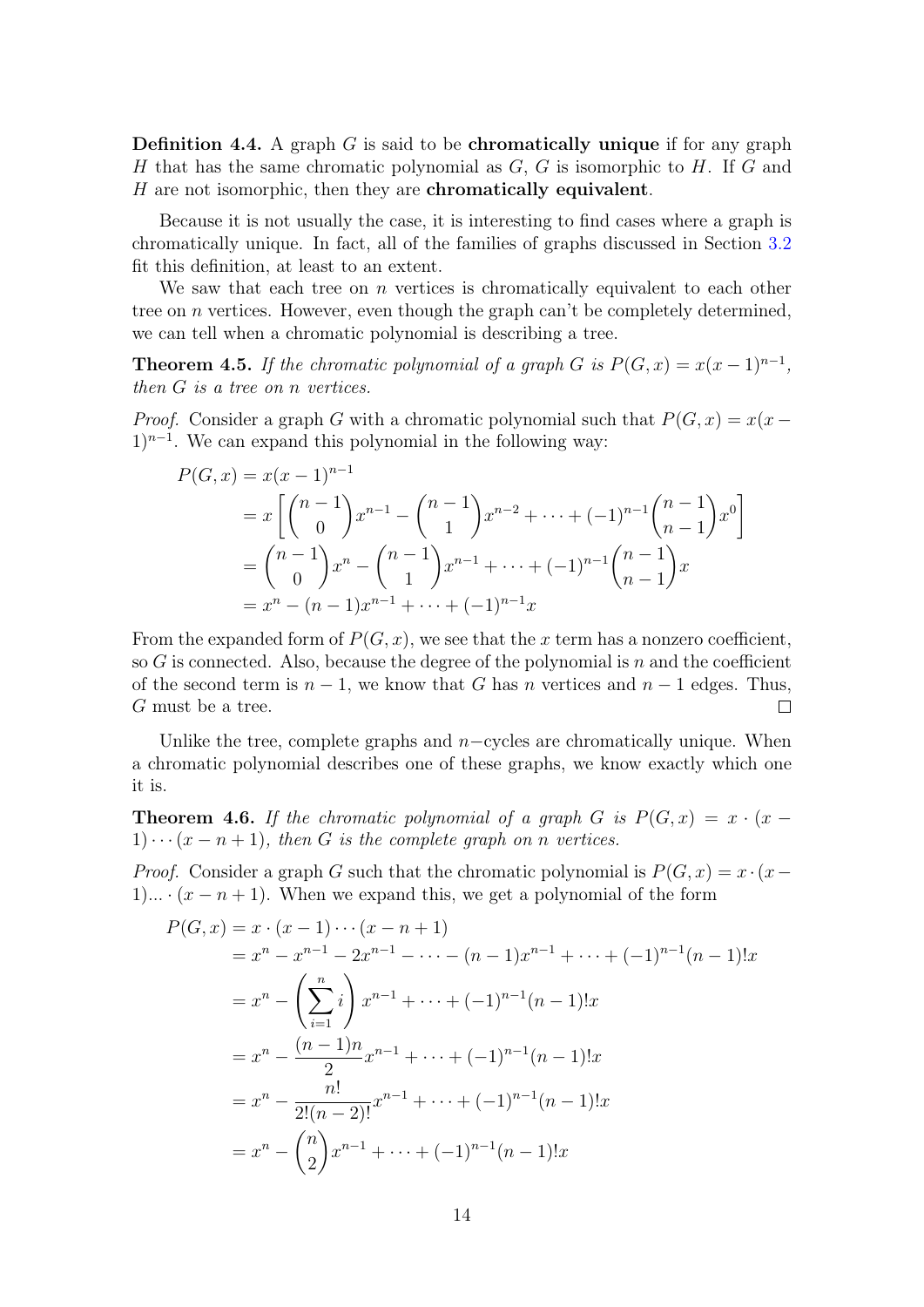**Definition 4.4.** A graph $G$ is said to be **chromatically unique** if for any graph $H$ that has the same chromatic polynomial as $G$, $G$ is isomorphic to $H$. If $G$ and $H$ are not isomorphic, then they are **chromatically equivalent**.

Because it is not usually the case, it is interesting to find cases where a graph is chromatically unique. In fact, all of the families of graphs discussed in Section 3.2 fit this definition, at least to an extent.

We saw that each tree on $n$ vertices is chromatically equivalent to each other tree on $n$ vertices. However, even though the graph can't be completely determined, we can tell when a chromatic polynomial is describing a tree.

**Theorem 4.5.** *If the chromatic polynomial of a graph $G$ is $P(G, x) = x(x-1)^{n-1}$, then $G$ is a tree on $n$ vertices.*

*Proof.* Consider a graph $G$ with a chromatic polynomial such that $P(G, x) = x(x-1)^{n-1}$. We can expand this polynomial in the following way:

$$
\begin{aligned}
P(G, x) &= x(x-1)^{n-1} \\
&= x\left[\binom{n-1}{0}x^{n-1} - \binom{n-1}{1}x^{n-2} + \cdots + (-1)^{n-1}\binom{n-1}{n-1}x^0\right] \\
&= \binom{n-1}{0}x^n - \binom{n-1}{1}x^{n-1} + \cdots + (-1)^{n-1}\binom{n-1}{n-1}x \\
&= x^n - (n-1)x^{n-1} + \cdots + (-1)^{n-1}x
\end{aligned}
$$

From the expanded form of $P(G, x)$, we see that the $x$ term has a nonzero coefficient, so $G$ is connected. Also, because the degree of the polynomial is $n$ and the coefficient of the second term is $n-1$, we know that $G$ has $n$ vertices and $n-1$ edges. Thus, $G$ must be a tree. $\square$

Unlike the tree, complete graphs and $n-$cycles are chromatically unique. When a chromatic polynomial describes one of these graphs, we know exactly which one it is.

**Theorem 4.6.** *If the chromatic polynomial of a graph $G$ is $P(G, x) = x \cdot (x-1) \cdots (x-n+1)$, then $G$ is the complete graph on $n$ vertices.*

*Proof.* Consider a graph $G$ such that the chromatic polynomial is $P(G, x) = x \cdot (x-1) ... \cdot (x-n+1)$. When we expand this, we get a polynomial of the form

$$
\begin{aligned}
P(G, x) &= x \cdot (x-1) \cdots (x-n+1) \\
&= x^n - x^{n-1} - 2x^{n-1} - \cdots - (n-1)x^{n-1} + \cdots + (-1)^{n-1}(n-1)!x \\
&= x^n - \left(\sum_{i=1}^{n} i\right)x^{n-1} + \cdots + (-1)^{n-1}(n-1)!x \\
&= x^n - \frac{(n-1)n}{2}x^{n-1} + \cdots + (-1)^{n-1}(n-1)!x \\
&= x^n - \frac{n!}{2!(n-2)!}x^{n-1} + \cdots + (-1)^{n-1}(n-1)!x \\
&= x^n - \binom{n}{2}x^{n-1} + \cdots + (-1)^{n-1}(n-1)!x
\end{aligned}
$$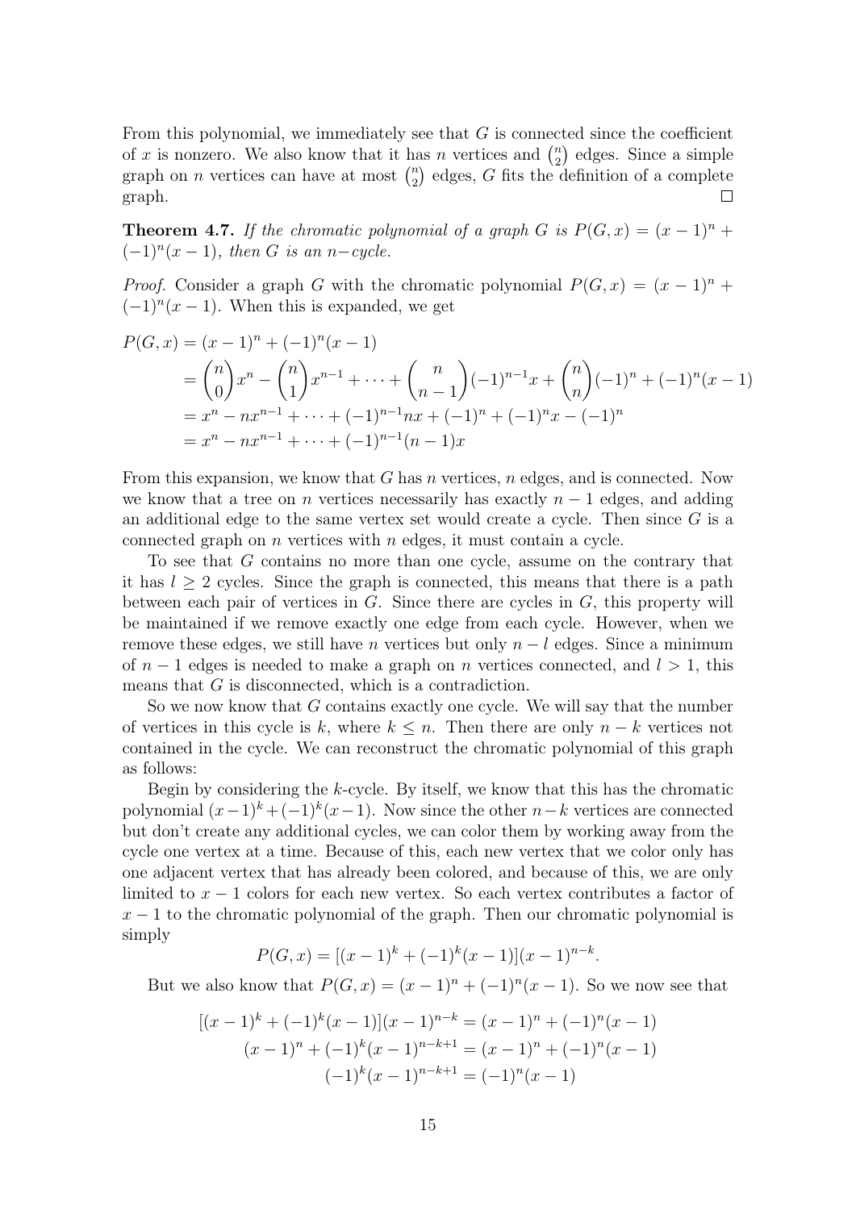From this polynomial, we immediately see that $G$ is connected since the coefficient of $x$ is nonzero. We also know that it has $n$ vertices and $\binom{n}{2}$ edges. Since a simple graph on $n$ vertices can have at most $\binom{n}{2}$ edges, $G$ fits the definition of a complete graph. □

**Theorem 4.7.** *If the chromatic polynomial of a graph $G$ is $P(G, x) = (x-1)^n + (-1)^n(x-1)$, then $G$ is an $n-$cycle.*

*Proof.* Consider a graph $G$ with the chromatic polynomial $P(G, x) = (x-1)^n + (-1)^n(x-1)$. When this is expanded, we get

$$
\begin{aligned}
P(G, x) &= (x-1)^n + (-1)^n(x-1) \\
&= \binom{n}{0}x^n - \binom{n}{1}x^{n-1} + \cdots + \binom{n}{n-1}(-1)^{n-1}x + \binom{n}{n}(-1)^n + (-1)^n(x-1) \\
&= x^n - nx^{n-1} + \cdots + (-1)^{n-1}nx + (-1)^n + (-1)^n x - (-1)^n \\
&= x^n - nx^{n-1} + \cdots + (-1)^{n-1}(n-1)x
\end{aligned}
$$

From this expansion, we know that $G$ has $n$ vertices, $n$ edges, and is connected. Now we know that a tree on $n$ vertices necessarily has exactly $n-1$ edges, and adding an additional edge to the same vertex set would create a cycle. Then since $G$ is a connected graph on $n$ vertices with $n$ edges, it must contain a cycle.

To see that $G$ contains no more than one cycle, assume on the contrary that it has $l \geq 2$ cycles. Since the graph is connected, this means that there is a path between each pair of vertices in $G$. Since there are cycles in $G$, this property will be maintained if we remove exactly one edge from each cycle. However, when we remove these edges, we still have $n$ vertices but only $n - l$ edges. Since a minimum of $n-1$ edges is needed to make a graph on $n$ vertices connected, and $l > 1$, this means that $G$ is disconnected, which is a contradiction.

So we now know that $G$ contains exactly one cycle. We will say that the number of vertices in this cycle is $k$, where $k \leq n$. Then there are only $n-k$ vertices not contained in the cycle. We can reconstruct the chromatic polynomial of this graph as follows:

Begin by considering the $k$-cycle. By itself, we know that this has the chromatic polynomial $(x-1)^k + (-1)^k(x-1)$. Now since the other $n-k$ vertices are connected but don't create any additional cycles, we can color them by working away from the cycle one vertex at a time. Because of this, each new vertex that we color only has one adjacent vertex that has already been colored, and because of this, we are only limited to $x-1$ colors for each new vertex. So each vertex contributes a factor of $x-1$ to the chromatic polynomial of the graph. Then our chromatic polynomial is simply

$$P(G, x) = [(x-1)^k + (-1)^k(x-1)](x-1)^{n-k}.$$

But we also know that $P(G, x) = (x-1)^n + (-1)^n(x-1)$. So we now see that

$$
\begin{aligned}
[(x-1)^k + (-1)^k(x-1)](x-1)^{n-k} &= (x-1)^n + (-1)^n(x-1) \\
(x-1)^n + (-1)^k(x-1)^{n-k+1} &= (x-1)^n + (-1)^n(x-1) \\
(-1)^k(x-1)^{n-k+1} &= (-1)^n(x-1)
\end{aligned}
$$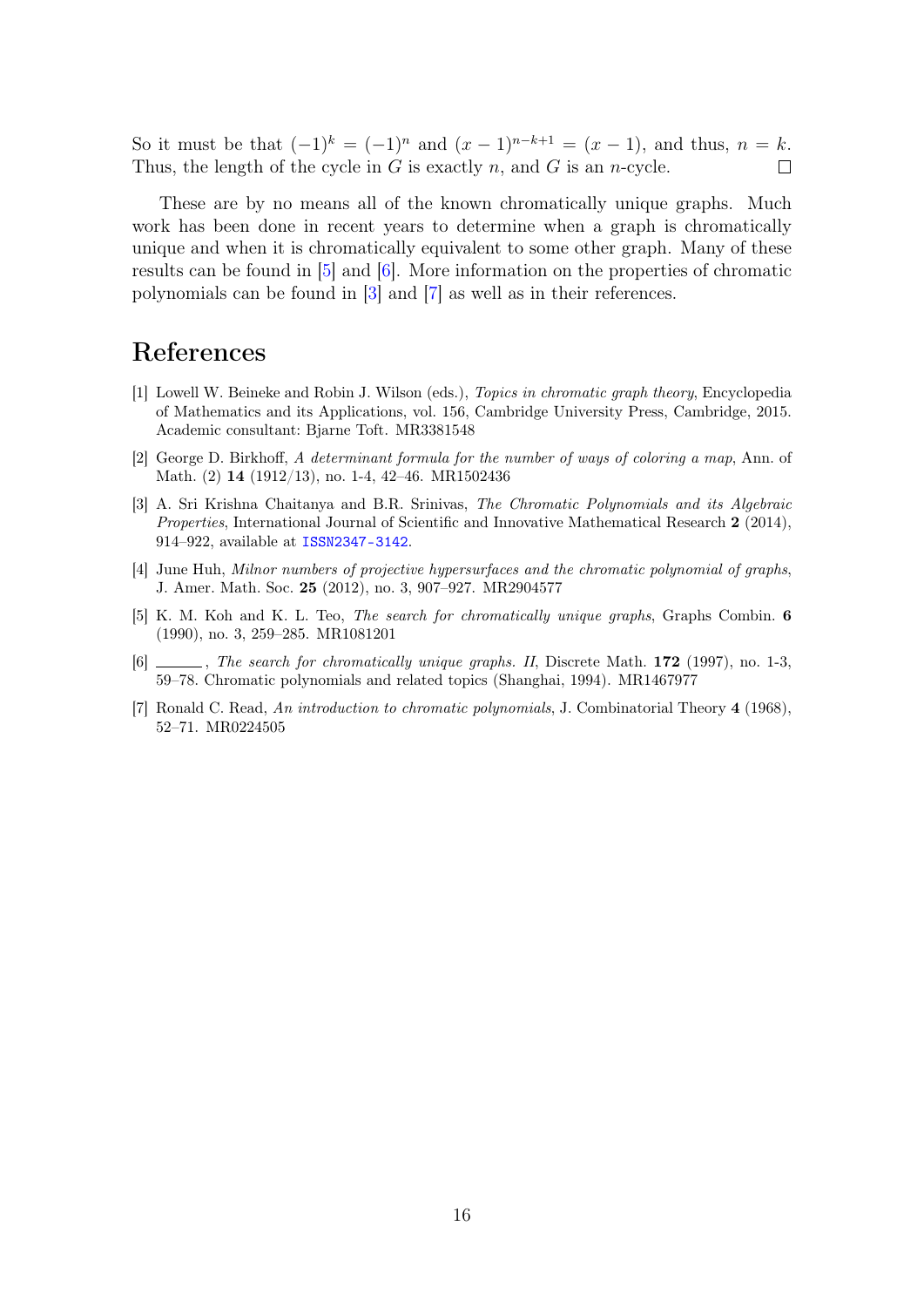So it must be that $(-1)^k = (-1)^n$ and $(x-1)^{n-k+1} = (x-1)$, and thus, $n = k$. Thus, the length of the cycle in $G$ is exactly $n$, and $G$ is an $n$-cycle. $\square$

These are by no means all of the known chromatically unique graphs. Much work has been done in recent years to determine when a graph is chromatically unique and when it is chromatically equivalent to some other graph. Many of these results can be found in [5] and [6]. More information on the properties of chromatic polynomials can be found in [3] and [7] as well as in their references.

# References

[1] Lowell W. Beineke and Robin J. Wilson (eds.), *Topics in chromatic graph theory*, Encyclopedia of Mathematics and its Applications, vol. 156, Cambridge University Press, Cambridge, 2015. Academic consultant: Bjarne Toft. MR3381548

[2] George D. Birkhoff, *A determinant formula for the number of ways of coloring a map*, Ann. of Math. (2) **14** (1912/13), no. 1-4, 42–46. MR1502436

[3] A. Sri Krishna Chaitanya and B.R. Srinivas, *The Chromatic Polynomials and its Algebraic Properties*, International Journal of Scientific and Innovative Mathematical Research **2** (2014), 914–922, available at ISSN2347-3142.

[4] June Huh, *Milnor numbers of projective hypersurfaces and the chromatic polynomial of graphs*, J. Amer. Math. Soc. **25** (2012), no. 3, 907–927. MR2904577

[5] K. M. Koh and K. L. Teo, *The search for chromatically unique graphs*, Graphs Combin. **6** (1990), no. 3, 259–285. MR1081201

[6] ______, *The search for chromatically unique graphs. II*, Discrete Math. **172** (1997), no. 1-3, 59–78. Chromatic polynomials and related topics (Shanghai, 1994). MR1467977

[7] Ronald C. Read, *An introduction to chromatic polynomials*, J. Combinatorial Theory **4** (1968), 52–71. MR0224505